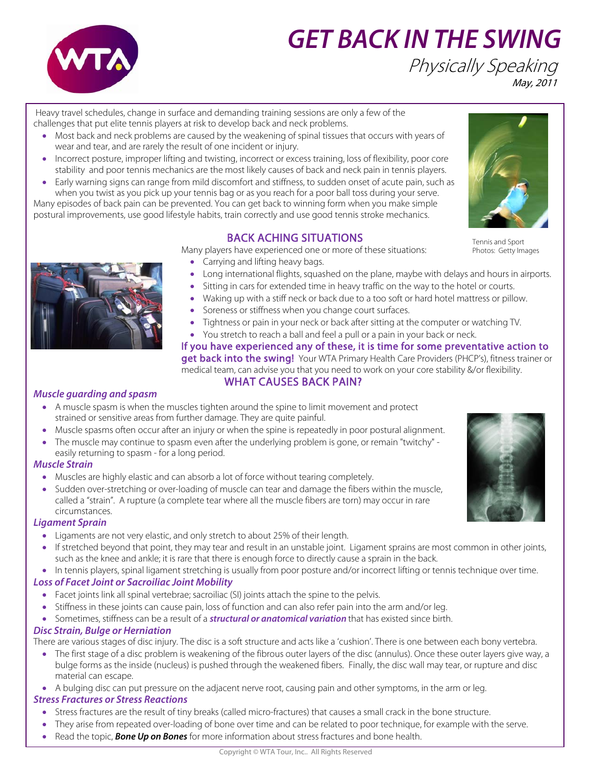# GET BACK IN THE SWING

## Physically Speaking

*May, 2011*

Heavy travel schedules, change in surface and demanding training sessions are only a few of the challenges that put elite tennis players at risk to develop back and neck problems.

- Most back and neck problems are caused by the weakening of spinal tissues that occurs with years of wear and tear, and are rarely the result of one incident or injury.
- Incorrect posture, improper lifting and twisting, incorrect or excess training, loss of flexibility, poor core stability and poor tennis mechanics are the most likely causes of back and neck pain in tennis players.
- Early warning signs can range from mild discomfort and stiffness, to sudden onset of acute pain, such as when you twist as you pick up your tennis bag or as you reach for a poor ball toss during your serve.

Many episodes of back pain can be prevented. You can get back to winning form when you make simple postural improvements, use good lifestyle habits, train correctly and use good tennis stroke mechanics.

Tennis and Sport Photos: Getty Images

## BACK ACHING SITUATIONS

Many players have experienced one or more of these situations:

- Carrying and lifting heavy bags.
- Long international flights, squashed on the plane, maybe with delays and hours in airports.
- Sitting in cars for extended time in heavy traffic on the way to the hotel or courts.
- Waking up with a stiff neck or back due to a too soft or hard hotel mattress or pillow.
- Soreness or stiffness when you change court surfaces.
- Tightness or pain in your neck or back after sitting at the computer or watching TV.
- You stretch to reach a ball and feel a pull or a pain in your back or neck.

**If you have experienced any of these, it is time for some preventative action to get back into the swing!** Your WTA Primary Health Care Providers (PHCP's), fitness trainer or medical team, can advise you that you need to work on your core stability &/or flexibility.

## WHAT CAUSES BACK PAIN?

### *Muscle guarding and spasm*

- A muscle spasm is when the muscles tighten around the spine to limit movement and protect strained or sensitive areas from further damage. They are quite painful.
- Muscle spasms often occur after an injury or when the spine is repeatedly in poor postural alignment.
- The muscle may continue to spasm even after the underlying problem is gone, or remain "twitchy" - easily returning to spasm - for a long period.

### *Muscle Strain*

- Muscles are highly elastic and can absorb a lot of force without tearing completely.
- Sudden over-stretching or over-loading of muscle can tear and damage the fibers within the muscle, called a "strain". A rupture (a complete tear where all the muscle fibers are torn) may occur in rare circumstances.

### *Ligament Sprain*

- Ligaments are not very elastic, and only stretch to about 25% of their length.
- If stretched beyond that point, they may tear and result in an unstable joint. Ligament sprains are most common in other joints, such as the knee and ankle; it is rare that there is enough force to directly cause a sprain in the back.
- In tennis players, spinal ligament stretching is usually from poor posture and/or incorrect lifting or tennis technique over time.

### *Loss of Facet Joint or Sacroiliac Joint Mobility*

- Facet joints link all spinal vertebrae; sacroiliac (SI) joints attach the spine to the pelvis.
- Stiffness in these joints can cause pain, loss of function and can also refer pain into the arm and/or leg.
- Sometimes, stiffness can be a result of a ***structural or anatomical variation*** that has existed since birth.

### *Disc Strain, Bulge or Herniation*

There are various stages of disc injury. The disc is a soft structure and acts like a 'cushion'. There is one between each bony vertebra.

- The first stage of a disc problem is weakening of the fibrous outer layers of the disc (annulus). Once these outer layers give way, a bulge forms as the inside (nucleus) is pushed through the weakened fibers. Finally, the disc wall may tear, or rupture and disc material can escape.
- A bulging disc can put pressure on the adjacent nerve root, causing pain and other symptoms, in the arm or leg.

### *Stress Fractures or Stress Reactions*

- Stress fractures are the result of tiny breaks (called micro-fractures) that causes a small crack in the bone structure.
- They arise from repeated over-loading of bone over time and can be related to poor technique, for example with the serve.
- Read the topic, ***Bone Up on Bones*** for more information about stress fractures and bone health.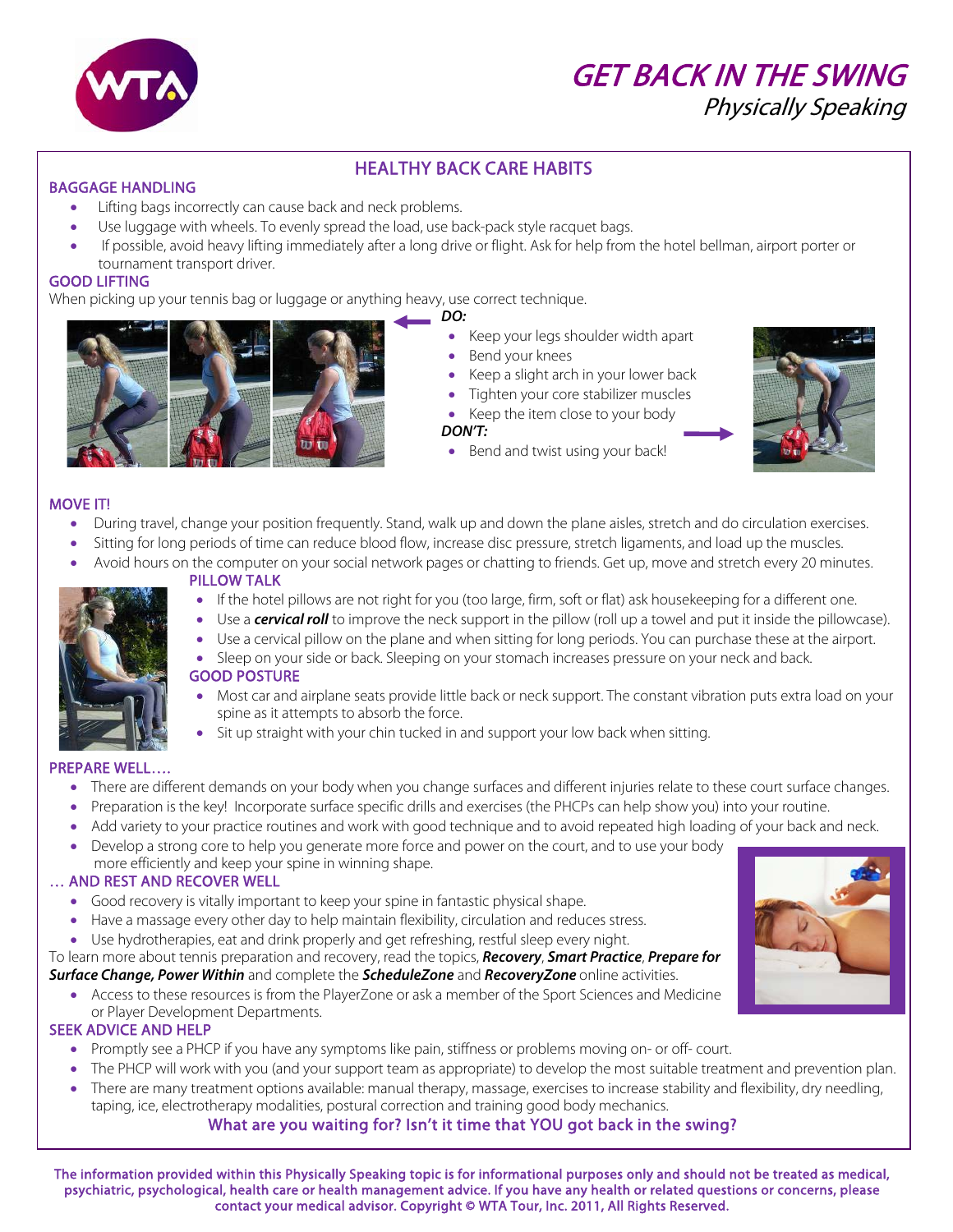# GET BACK IN THE SWING

*Physically Speaking*

## HEALTHY BACK CARE HABITS

### BAGGAGE HANDLING

- Lifting bags incorrectly can cause back and neck problems.
- Use luggage with wheels. To evenly spread the load, use back-pack style racquet bags.
- If possible, avoid heavy lifting immediately after a long drive or flight. Ask for help from the hotel bellman, airport porter or tournament transport driver.

### GOOD LIFTING

When picking up your tennis bag or luggage or anything heavy, use correct technique.

***DO:***

- Keep your legs shoulder width apart
- Bend your knees
- Keep a slight arch in your lower back
- Tighten your core stabilizer muscles
- Keep the item close to your body

***DON'T:***

- Bend and twist using your back!

### MOVE IT!

- During travel, change your position frequently. Stand, walk up and down the plane aisles, stretch and do circulation exercises.
- Sitting for long periods of time can reduce blood flow, increase disc pressure, stretch ligaments, and load up the muscles.
- Avoid hours on the computer on your social network pages or chatting to friends. Get up, move and stretch every 20 minutes.

### PILLOW TALK

- If the hotel pillows are not right for you (too large, firm, soft or flat) ask housekeeping for a different one.
- Use a ***cervical roll*** to improve the neck support in the pillow (roll up a towel and put it inside the pillowcase).
- Use a cervical pillow on the plane and when sitting for long periods. You can purchase these at the airport.
- Sleep on your side or back. Sleeping on your stomach increases pressure on your neck and back.

### GOOD POSTURE

- Most car and airplane seats provide little back or neck support. The constant vibration puts extra load on your spine as it attempts to absorb the force.
- Sit up straight with your chin tucked in and support your low back when sitting.

### PREPARE WELL….

- There are different demands on your body when you change surfaces and different injuries relate to these court surface changes.
- Preparation is the key! Incorporate surface specific drills and exercises (the PHCPs can help show you) into your routine.
- Add variety to your practice routines and work with good technique and to avoid repeated high loading of your back and neck.
- Develop a strong core to help you generate more force and power on the court, and to use your body more efficiently and keep your spine in winning shape.

### … AND REST AND RECOVER WELL

- Good recovery is vitally important to keep your spine in fantastic physical shape.
- Have a massage every other day to help maintain flexibility, circulation and reduces stress.
- Use hydrotherapies, eat and drink properly and get refreshing, restful sleep every night.

To learn more about tennis preparation and recovery, read the topics, ***Recovery***, ***Smart Practice***, ***Prepare for Surface Change, Power Within*** and complete the ***ScheduleZone*** and ***RecoveryZone*** online activities.

- Access to these resources is from the PlayerZone or ask a member of the Sport Sciences and Medicine or Player Development Departments.

### SEEK ADVICE AND HELP

- Promptly see a PHCP if you have any symptoms like pain, stiffness or problems moving on- or off- court.
- The PHCP will work with you (and your support team as appropriate) to develop the most suitable treatment and prevention plan.
- There are many treatment options available: manual therapy, massage, exercises to increase stability and flexibility, dry needling, taping, ice, electrotherapy modalities, postural correction and training good body mechanics.

**What are you waiting for? Isn't it time that YOU got back in the swing?**

The information provided within this Physically Speaking topic is for informational purposes only and should not be treated as medical, psychiatric, psychological, health care or health management advice. If you have any health or related questions or concerns, please contact your medical advisor. Copyright © WTA Tour, Inc. 2011, All Rights Reserved.